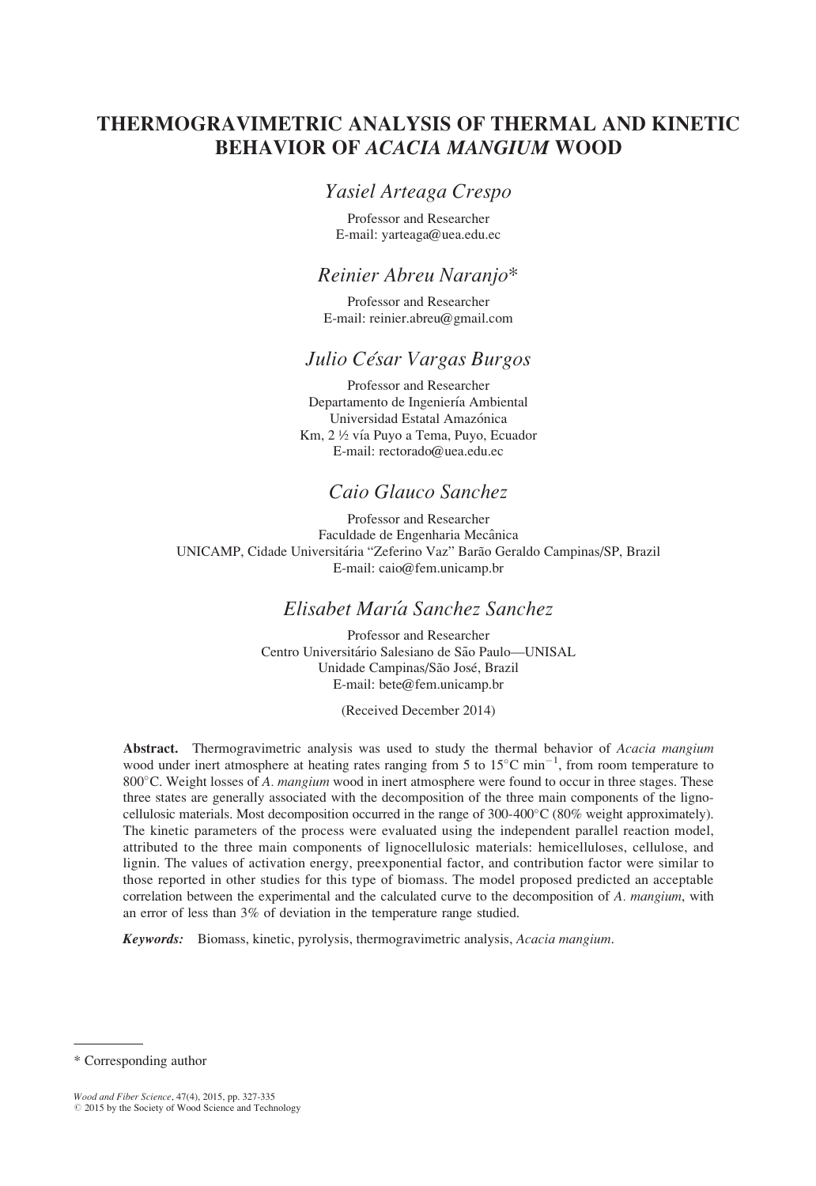# THERMOGRAVIMETRIC ANALYSIS OF THERMAL AND KINETIC BEHAVIOR OF *ACACIA MANGIUM* WOOD

## *Yasiel Arteaga Crespo*

Professor and Researcher
E-mail: yarteaga@uea.edu.ec

## *Reinier Abreu Naranjo**

Professor and Researcher
E-mail: reinier.abreu@gmail.com

## *Julio César Vargas Burgos*

Professor and Researcher
Departamento de Ingeniería Ambiental
Universidad Estatal Amazónica
Km, 2 ½ vía Puyo a Tema, Puyo, Ecuador
E-mail: rectorado@uea.edu.ec

## *Caio Glauco Sanchez*

Professor and Researcher
Faculdade de Engenharia Mecânica
UNICAMP, Cidade Universitária "Zeferino Vaz" Barão Geraldo Campinas/SP, Brazil
E-mail: caio@fem.unicamp.br

## *Elisabet María Sanchez Sanchez*

Professor and Researcher
Centro Universitário Salesiano de São Paulo—UNISAL
Unidade Campinas/São José, Brazil
E-mail: bete@fem.unicamp.br

(Received December 2014)

**Abstract.** Thermogravimetric analysis was used to study the thermal behavior of *Acacia mangium* wood under inert atmosphere at heating rates ranging from 5 to 15°C min$^{-1}$, from room temperature to 800°C. Weight losses of *A. mangium* wood in inert atmosphere were found to occur in three stages. These three states are generally associated with the decomposition of the three main components of the lignocellulosic materials. Most decomposition occurred in the range of 300-400°C (80% weight approximately). The kinetic parameters of the process were evaluated using the independent parallel reaction model, attributed to the three main components of lignocellulosic materials: hemicelluloses, cellulose, and lignin. The values of activation energy, preexponential factor, and contribution factor were similar to those reported in other studies for this type of biomass. The model proposed predicted an acceptable correlation between the experimental and the calculated curve to the decomposition of *A. mangium*, with an error of less than 3% of deviation in the temperature range studied.

***Keywords:*** Biomass, kinetic, pyrolysis, thermogravimetric analysis, *Acacia mangium*.

\* Corresponding author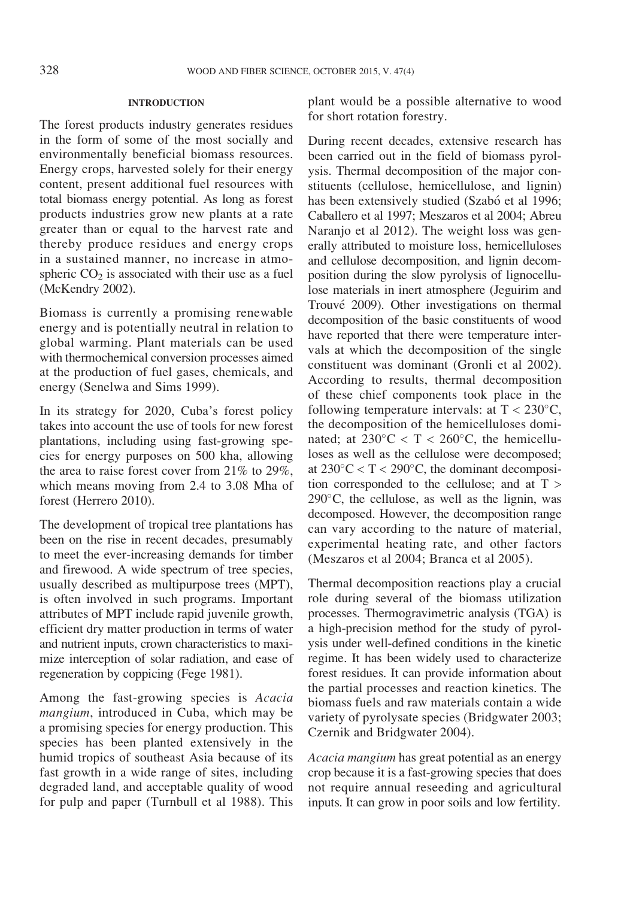## INTRODUCTION

The forest products industry generates residues in the form of some of the most socially and environmentally beneficial biomass resources. Energy crops, harvested solely for their energy content, present additional fuel resources with total biomass energy potential. As long as forest products industries grow new plants at a rate greater than or equal to the harvest rate and thereby produce residues and energy crops in a sustained manner, no increase in atmospheric $CO_2$ is associated with their use as a fuel (McKendry 2002).

Biomass is currently a promising renewable energy and is potentially neutral in relation to global warming. Plant materials can be used with thermochemical conversion processes aimed at the production of fuel gases, chemicals, and energy (Senelwa and Sims 1999).

In its strategy for 2020, Cuba's forest policy takes into account the use of tools for new forest plantations, including using fast-growing species for energy purposes on 500 kha, allowing the area to raise forest cover from 21% to 29%, which means moving from 2.4 to 3.08 Mha of forest (Herrero 2010).

The development of tropical tree plantations has been on the rise in recent decades, presumably to meet the ever-increasing demands for timber and firewood. A wide spectrum of tree species, usually described as multipurpose trees (MPT), is often involved in such programs. Important attributes of MPT include rapid juvenile growth, efficient dry matter production in terms of water and nutrient inputs, crown characteristics to maximize interception of solar radiation, and ease of regeneration by coppicing (Fege 1981).

Among the fast-growing species is *Acacia mangium*, introduced in Cuba, which may be a promising species for energy production. This species has been planted extensively in the humid tropics of southeast Asia because of its fast growth in a wide range of sites, including degraded land, and acceptable quality of wood for pulp and paper (Turnbull et al 1988). This plant would be a possible alternative to wood for short rotation forestry.

During recent decades, extensive research has been carried out in the field of biomass pyrolysis. Thermal decomposition of the major constituents (cellulose, hemicellulose, and lignin) has been extensively studied (Szabó et al 1996; Caballero et al 1997; Meszaros et al 2004; Abreu Naranjo et al 2012). The weight loss was generally attributed to moisture loss, hemicelluloses and cellulose decomposition, and lignin decomposition during the slow pyrolysis of lignocellulose materials in inert atmosphere (Jeguirim and Trouvé 2009). Other investigations on thermal decomposition of the basic constituents of wood have reported that there were temperature intervals at which the decomposition of the single constituent was dominant (Gronli et al 2002). According to results, thermal decomposition of these chief components took place in the following temperature intervals: at $T < 230°C$, the decomposition of the hemicelluloses dominated; at $230°C < T < 260°C$, the hemicelluloses as well as the cellulose were decomposed; at $230°C < T < 290°C$, the dominant decomposition corresponded to the cellulose; and at $T > 290°C$, the cellulose, as well as the lignin, was decomposed. However, the decomposition range can vary according to the nature of material, experimental heating rate, and other factors (Meszaros et al 2004; Branca et al 2005).

Thermal decomposition reactions play a crucial role during several of the biomass utilization processes. Thermogravimetric analysis (TGA) is a high-precision method for the study of pyrolysis under well-defined conditions in the kinetic regime. It has been widely used to characterize forest residues. It can provide information about the partial processes and reaction kinetics. The biomass fuels and raw materials contain a wide variety of pyrolysate species (Bridgwater 2003; Czernik and Bridgwater 2004).

*Acacia mangium* has great potential as an energy crop because it is a fast-growing species that does not require annual reseeding and agricultural inputs. It can grow in poor soils and low fertility.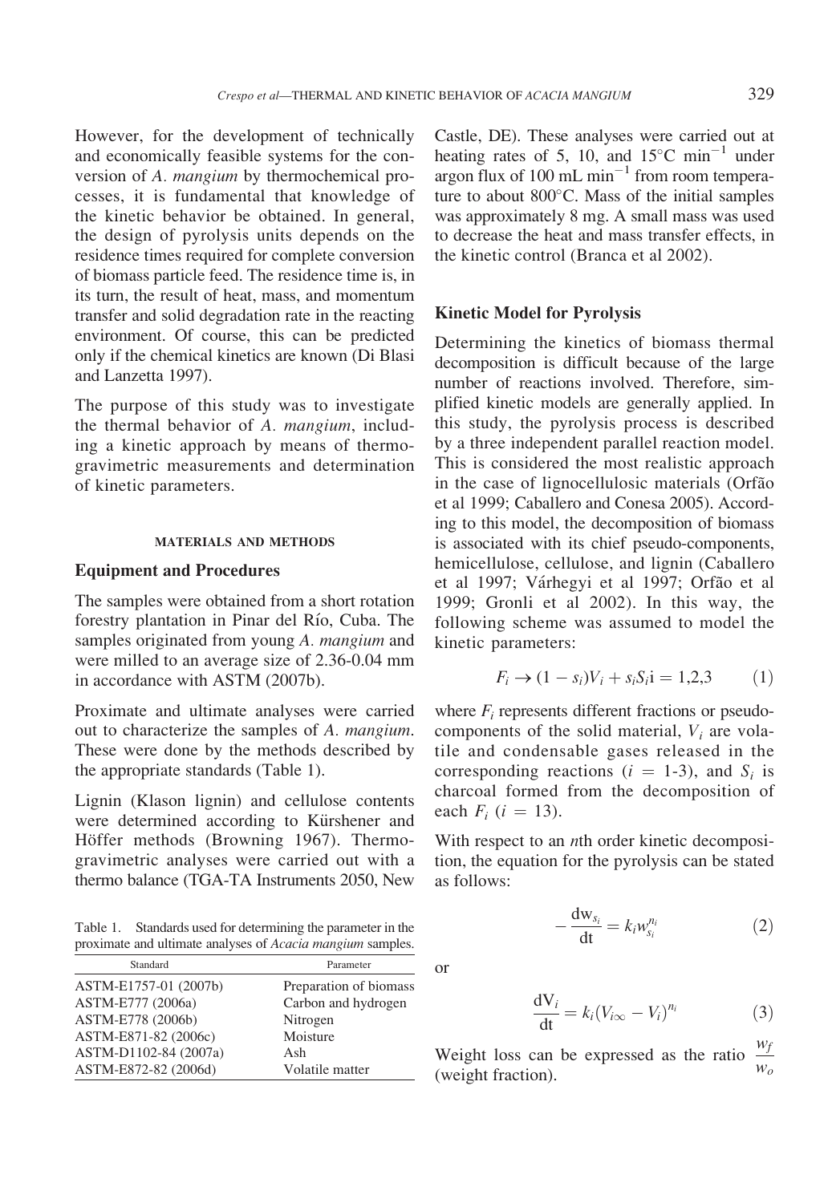However, for the development of technically and economically feasible systems for the conversion of *A. mangium* by thermochemical processes, it is fundamental that knowledge of the kinetic behavior be obtained. In general, the design of pyrolysis units depends on the residence times required for complete conversion of biomass particle feed. The residence time is, in its turn, the result of heat, mass, and momentum transfer and solid degradation rate in the reacting environment. Of course, this can be predicted only if the chemical kinetics are known (Di Blasi and Lanzetta 1997).

The purpose of this study was to investigate the thermal behavior of *A. mangium*, including a kinetic approach by means of thermogravimetric measurements and determination of kinetic parameters.

## MATERIALS AND METHODS

### Equipment and Procedures

The samples were obtained from a short rotation forestry plantation in Pinar del Río, Cuba. The samples originated from young *A. mangium* and were milled to an average size of 2.36-0.04 mm in accordance with ASTM (2007b).

Proximate and ultimate analyses were carried out to characterize the samples of *A. mangium*. These were done by the methods described by the appropriate standards (Table 1).

Lignin (Klason lignin) and cellulose contents were determined according to Kürshener and Höffer methods (Browning 1967). Thermogravimetric analyses were carried out with a thermo balance (TGA-TA Instruments 2050, New Castle, DE). These analyses were carried out at heating rates of 5, 10, and 15°C $\text{min}^{-1}$ under argon flux of 100 mL $\text{min}^{-1}$ from room temperature to about 800°C. Mass of the initial samples was approximately 8 mg. A small mass was used to decrease the heat and mass transfer effects, in the kinetic control (Branca et al 2002).

Table 1. Standards used for determining the parameter in the proximate and ultimate analyses of *Acacia mangium* samples.

| Standard | Parameter |
|---|---|
| ASTM-E1757-01 (2007b) | Preparation of biomass |
| ASTM-E777 (2006a) | Carbon and hydrogen |
| ASTM-E778 (2006b) | Nitrogen |
| ASTM-E871-82 (2006c) | Moisture |
| ASTM-D1102-84 (2007a) | Ash |
| ASTM-E872-82 (2006d) | Volatile matter |

### Kinetic Model for Pyrolysis

Determining the kinetics of biomass thermal decomposition is difficult because of the large number of reactions involved. Therefore, simplified kinetic models are generally applied. In this study, the pyrolysis process is described by a three independent parallel reaction model. This is considered the most realistic approach in the case of lignocellulosic materials (Orfão et al 1999; Caballero and Conesa 2005). According to this model, the decomposition of biomass is associated with its chief pseudo-components, hemicellulose, cellulose, and lignin (Caballero et al 1997; Várhegyi et al 1997; Orfão et al 1999; Gronli et al 2002). In this way, the following scheme was assumed to model the kinetic parameters:

$$F_i \rightarrow (1 - s_i)V_i + s_iS_i\text{i} = 1{,}2{,}3 \qquad (1)$$

where $F_i$ represents different fractions or pseudo-components of the solid material, $V_i$ are volatile and condensable gases released in the corresponding reactions ($i$ = 1-3), and $S_i$ is charcoal formed from the decomposition of each $F_i$ ($i$ = 13).

With respect to an *n*th order kinetic decomposition, the equation for the pyrolysis can be stated as follows:

$$-\frac{\mathrm{d}w_{s_i}}{\mathrm{d}t} = k_i w_{s_i}^{n_i} \qquad (2)$$

or

$$\frac{\mathrm{d}V_i}{\mathrm{d}t} = k_i(V_{i\infty} - V_i)^{n_i} \qquad (3)$$

Weight loss can be expressed as the ratio $\frac{w_f}{w_o}$ (weight fraction).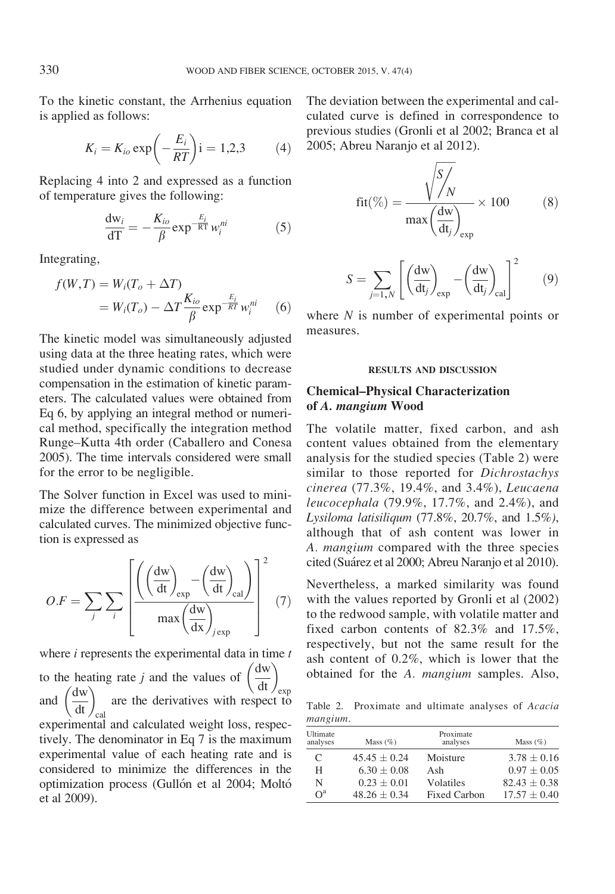To the kinetic constant, the Arrhenius equation is applied as follows:

$$K_i = K_{io} \exp\left(-\frac{E_i}{RT}\right) i = 1,2,3 \qquad (4)$$

Replacing 4 into 2 and expressed as a function of temperature gives the following:

$$\frac{dw_i}{dT} = -\frac{K_{io}}{\beta} \exp^{-\frac{E_i}{RT}} w_i^{ni} \qquad (5)$$

Integrating,

$$f(W,T) = W_i(T_o + \Delta T) = W_i(T_o) - \Delta T \frac{K_{io}}{\beta} \exp^{-\frac{E_i}{RT}} w_i^{ni} \qquad (6)$$

The kinetic model was simultaneously adjusted using data at the three heating rates, which were studied under dynamic conditions to decrease compensation in the estimation of kinetic parameters. The calculated values were obtained from Eq 6, by applying an integral method or numerical method, specifically the integration method Runge–Kutta 4th order (Caballero and Conesa 2005). The time intervals considered were small for the error to be negligible.

The Solver function in Excel was used to minimize the difference between experimental and calculated curves. The minimized objective function is expressed as

$$O.F = \sum_j \sum_i \left[ \frac{\left( \left(\frac{dw}{dt}\right)_{exp} - \left(\frac{dw}{dt}\right)_{cal} \right)}{\max\left(\frac{dw}{dx}\right)_{j\,exp}} \right]^2 \qquad (7)$$

where $i$ represents the experimental data in time $t$ to the heating rate $j$ and the values of $\left(\frac{dw}{dt}\right)_{exp}$ and $\left(\frac{dw}{dt}\right)_{cal}$ are the derivatives with respect to experimental and calculated weight loss, respectively. The denominator in Eq 7 is the maximum experimental value of each heating rate and is considered to minimize the differences in the optimization process (Gullón et al 2004; Moltó et al 2009).

The deviation between the experimental and calculated curve is defined in correspondence to previous studies (Gronli et al 2002; Branca et al 2005; Abreu Naranjo et al 2012).

$$\text{fit}(\%) = \frac{\sqrt{S/N}}{\max\left(\frac{dw}{dt_j}\right)_{exp}} \times 100 \qquad (8)$$

$$S = \sum_{j=1,N} \left[ \left(\frac{dw}{dt_j}\right)_{exp} - \left(\frac{dw}{dt_j}\right)_{cal} \right]^2 \qquad (9)$$

where $N$ is number of experimental points or measures.

## RESULTS AND DISCUSSION

### Chemical–Physical Characterization of *A. mangium* Wood

The volatile matter, fixed carbon, and ash content values obtained from the elementary analysis for the studied species (Table 2) were similar to those reported for *Dichrostachys cinerea* (77.3%, 19.4%, and 3.4%), *Leucaena leucocephala* (79.9%, 17.7%, and 2.4%), and *Lysiloma latisiliqum* (77.8%, 20.7%, and 1.5%), although that of ash content was lower in *A. mangium* compared with the three species cited (Suárez et al 2000; Abreu Naranjo et al 2010).

Nevertheless, a marked similarity was found with the values reported by Gronli et al (2002) to the redwood sample, with volatile matter and fixed carbon contents of 82.3% and 17.5%, respectively, but not the same result for the ash content of 0.2%, which is lower that the obtained for the *A. mangium* samples. Also,

Table 2. Proximate and ultimate analyses of *Acacia mangium*.

| Ultimate analyses | Mass (%) | Proximate analyses | Mass (%) |
|---|---|---|---|
| C | 45.45 ± 0.24 | Moisture | 3.78 ± 0.16 |
| H | 6.30 ± 0.08 | Ash | 0.97 ± 0.05 |
| N | 0.23 ± 0.01 | Volatiles | 82.43 ± 0.38 |
| O[a] | 48.26 ± 0.34 | Fixed Carbon | 17.57 ± 0.40 |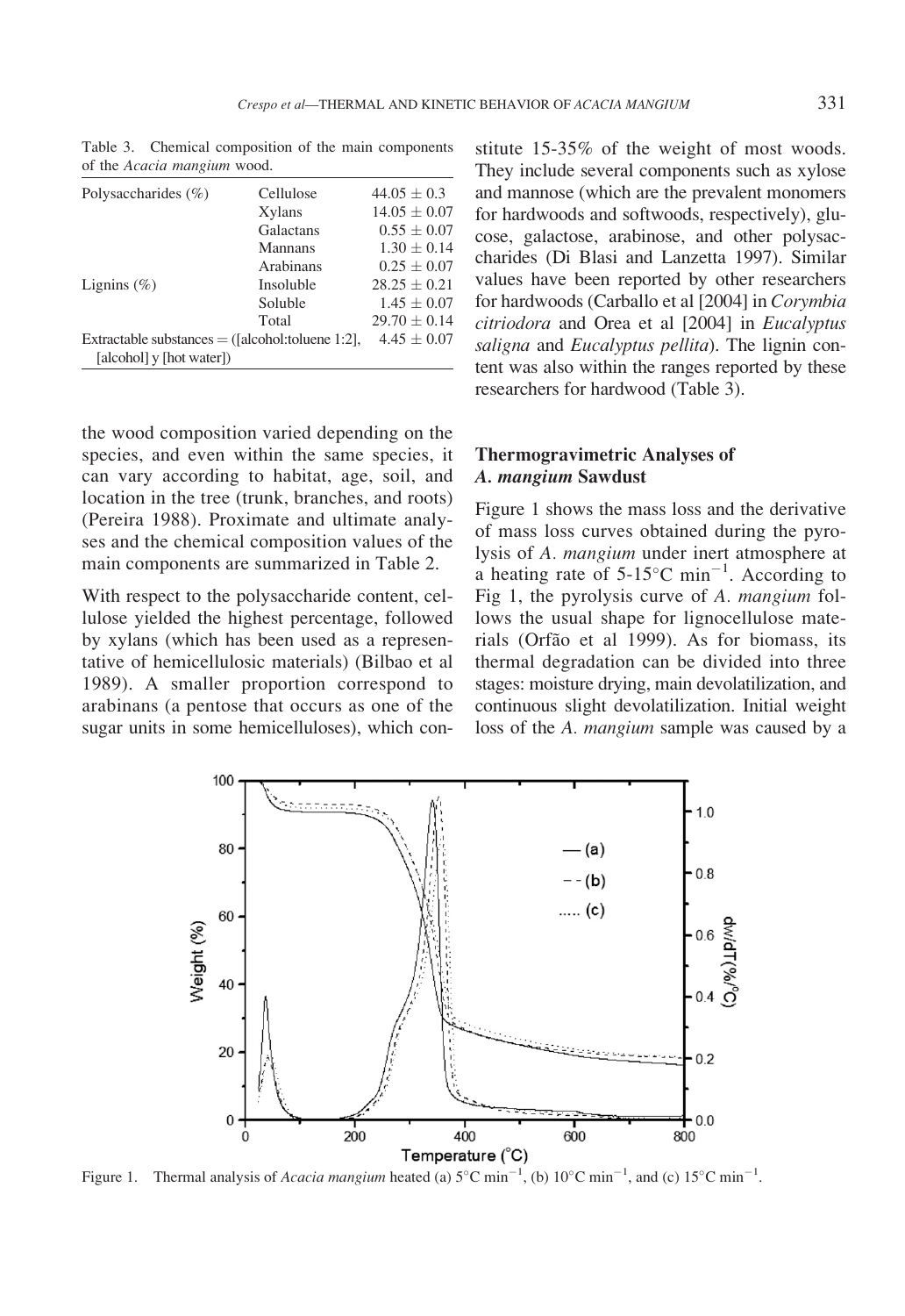Table 3. Chemical composition of the main components of the *Acacia mangium* wood.

| | | |
|---|---|---|
| Polysaccharides (%) | Cellulose | 44.05 ± 0.3 |
| | Xylans | 14.05 ± 0.07 |
| | Galactans | 0.55 ± 0.07 |
| | Mannans | 1.30 ± 0.14 |
| | Arabinans | 0.25 ± 0.07 |
| Lignins (%) | Insoluble | 28.25 ± 0.21 |
| | Soluble | 1.45 ± 0.07 |
| | Total | 29.70 ± 0.14 |
| Extractable substances = ([alcohol:toluene 1:2], [alcohol] y [hot water]) | | 4.45 ± 0.07 |

the wood composition varied depending on the species, and even within the same species, it can vary according to habitat, age, soil, and location in the tree (trunk, branches, and roots) (Pereira 1988). Proximate and ultimate analyses and the chemical composition values of the main components are summarized in Table 2.

With respect to the polysaccharide content, cellulose yielded the highest percentage, followed by xylans (which has been used as a representative of hemicellulosic materials) (Bilbao et al 1989). A smaller proportion correspond to arabinans (a pentose that occurs as one of the sugar units in some hemicelluloses), which constitute 15-35% of the weight of most woods. They include several components such as xylose and mannose (which are the prevalent monomers for hardwoods and softwoods, respectively), glucose, galactose, arabinose, and other polysaccharides (Di Blasi and Lanzetta 1997). Similar values have been reported by other researchers for hardwoods (Carballo et al [2004] in *Corymbia citriodora* and Orea et al [2004] in *Eucalyptus saligna* and *Eucalyptus pellita*). The lignin content was also within the ranges reported by these researchers for hardwood (Table 3).

### Thermogravimetric Analyses of *A. mangium* Sawdust

Figure 1 shows the mass loss and the derivative of mass loss curves obtained during the pyrolysis of *A. mangium* under inert atmosphere at a heating rate of 5-15°C $min^{-1}$. According to Fig 1, the pyrolysis curve of *A. mangium* follows the usual shape for lignocellulose materials (Orfão et al 1999). As for biomass, its thermal degradation can be divided into three stages: moisture drying, main devolatilization, and continuous slight devolatilization. Initial weight loss of the *A. mangium* sample was caused by a

Figure 1. Thermal analysis of *Acacia mangium* heated (a) 5°C $min^{-1}$, (b) 10°C $min^{-1}$, and (c) 15°C $min^{-1}$.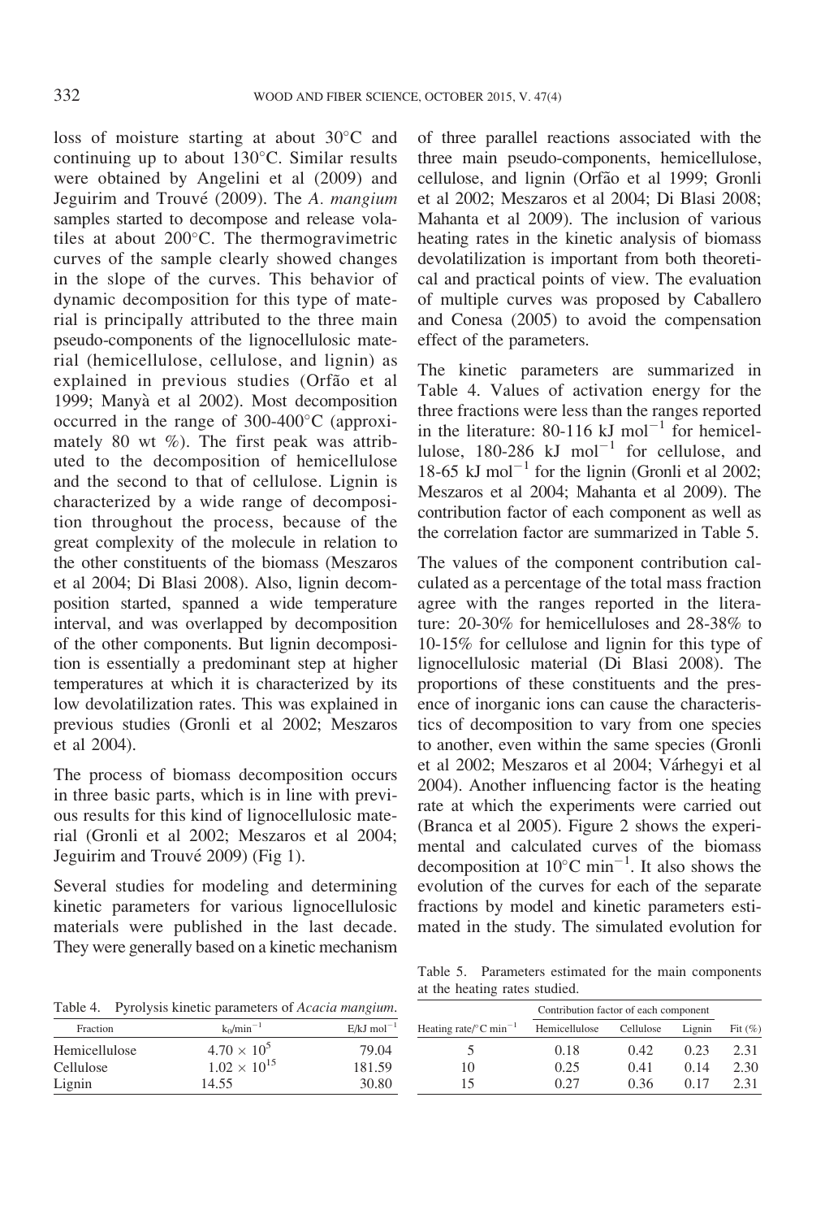loss of moisture starting at about 30°C and continuing up to about 130°C. Similar results were obtained by Angelini et al (2009) and Jeguirim and Trouvé (2009). The *A. mangium* samples started to decompose and release volatiles at about 200°C. The thermogravimetric curves of the sample clearly showed changes in the slope of the curves. This behavior of dynamic decomposition for this type of material is principally attributed to the three main pseudo-components of the lignocellulosic material (hemicellulose, cellulose, and lignin) as explained in previous studies (Orfão et al 1999; Manyà et al 2002). Most decomposition occurred in the range of 300-400°C (approximately 80 wt %). The first peak was attributed to the decomposition of hemicellulose and the second to that of cellulose. Lignin is characterized by a wide range of decomposition throughout the process, because of the great complexity of the molecule in relation to the other constituents of the biomass (Meszaros et al 2004; Di Blasi 2008). Also, lignin decomposition started, spanned a wide temperature interval, and was overlapped by decomposition of the other components. But lignin decomposition is essentially a predominant step at higher temperatures at which it is characterized by its low devolatilization rates. This was explained in previous studies (Gronli et al 2002; Meszaros et al 2004).

The process of biomass decomposition occurs in three basic parts, which is in line with previous results for this kind of lignocellulosic material (Gronli et al 2002; Meszaros et al 2004; Jeguirim and Trouvé 2009) (Fig 1).

Several studies for modeling and determining kinetic parameters for various lignocellulosic materials were published in the last decade. They were generally based on a kinetic mechanism of three parallel reactions associated with the three main pseudo-components, hemicellulose, cellulose, and lignin (Orfão et al 1999; Gronli et al 2002; Meszaros et al 2004; Di Blasi 2008; Mahanta et al 2009). The inclusion of various heating rates in the kinetic analysis of biomass devolatilization is important from both theoretical and practical points of view. The evaluation of multiple curves was proposed by Caballero and Conesa (2005) to avoid the compensation effect of the parameters.

The kinetic parameters are summarized in Table 4. Values of activation energy for the three fractions were less than the ranges reported in the literature: 80-116 kJ $mol^{-1}$ for hemicellulose, 180-286 kJ $mol^{-1}$ for cellulose, and 18-65 kJ $mol^{-1}$ for the lignin (Gronli et al 2002; Meszaros et al 2004; Mahanta et al 2009). The contribution factor of each component as well as the correlation factor are summarized in Table 5.

The values of the component contribution calculated as a percentage of the total mass fraction agree with the ranges reported in the literature: 20-30% for hemicelluloses and 28-38% to 10-15% for cellulose and lignin for this type of lignocellulosic material (Di Blasi 2008). The proportions of these constituents and the presence of inorganic ions can cause the characteristics of decomposition to vary from one species to another, even within the same species (Gronli et al 2002; Meszaros et al 2004; Várhegyi et al 2004). Another influencing factor is the heating rate at which the experiments were carried out (Branca et al 2005). Figure 2 shows the experimental and calculated curves of the biomass decomposition at 10°C $min^{-1}$. It also shows the evolution of the curves for each of the separate fractions by model and kinetic parameters estimated in the study. The simulated evolution for

Table 4. Pyrolysis kinetic parameters of *Acacia mangium*.

| Fraction | $k_0$/$min^{-1}$ | E/kJ $mol^{-1}$ |
|---|---|---|
| Hemicellulose | $4.70 \times 10^5$ | 79.04 |
| Cellulose | $1.02 \times 10^{15}$ | 181.59 |
| Lignin | 14.55 | 30.80 |

Table 5. Parameters estimated for the main components at the heating rates studied.

| Heating rate/°C $min^{-1}$ | Contribution factor of each component | | | Fit (%) |
|---|---|---|---|---|
| | Hemicellulose | Cellulose | Lignin | |
| 5 | 0.18 | 0.42 | 0.23 | 2.31 |
| 10 | 0.25 | 0.41 | 0.14 | 2.30 |
| 15 | 0.27 | 0.36 | 0.17 | 2.31 |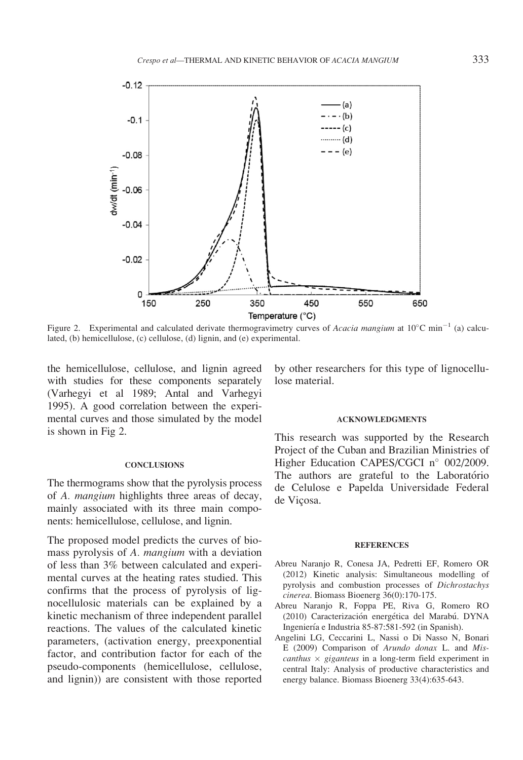Figure 2. Experimental and calculated derivate thermogravimetry curves of *Acacia mangium* at 10°C min$^{-1}$ (a) calculated, (b) hemicellulose, (c) cellulose, (d) lignin, and (e) experimental.

the hemicellulose, cellulose, and lignin agreed with studies for these components separately (Varhegyi et al 1989; Antal and Varhegyi 1995). A good correlation between the experimental curves and those simulated by the model is shown in Fig 2.

## CONCLUSIONS

The thermograms show that the pyrolysis process of *A. mangium* highlights three areas of decay, mainly associated with its three main components: hemicellulose, cellulose, and lignin.

The proposed model predicts the curves of biomass pyrolysis of *A. mangium* with a deviation of less than 3% between calculated and experimental curves at the heating rates studied. This confirms that the process of pyrolysis of lignocellulosic materials can be explained by a kinetic mechanism of three independent parallel reactions. The values of the calculated kinetic parameters, (activation energy, preexponential factor, and contribution factor for each of the pseudo-components (hemicellulose, cellulose, and lignin)) are consistent with those reported by other researchers for this type of lignocellulose material.

## ACKNOWLEDGMENTS

This research was supported by the Research Project of the Cuban and Brazilian Ministries of Higher Education CAPES/CGCI n° 002/2009. The authors are grateful to the Laboratório de Celulose e Papelda Universidade Federal de Viçosa.

## REFERENCES

Abreu Naranjo R, Conesa JA, Pedretti EF, Romero OR (2012) Kinetic analysis: Simultaneous modelling of pyrolysis and combustion processes of *Dichrostachys cinerea*. Biomass Bioenerg 36(0):170-175.

Abreu Naranjo R, Foppa PE, Riva G, Romero RO (2010) Caracterización energética del Marabú. DYNA Ingeniería e Industria 85-87:581-592 (in Spanish).

Angelini LG, Ceccarini L, Nassi o Di Nasso N, Bonari E (2009) Comparison of *Arundo donax* L. and *Miscanthus* × *giganteus* in a long-term field experiment in central Italy: Analysis of productive characteristics and energy balance. Biomass Bioenerg 33(4):635-643.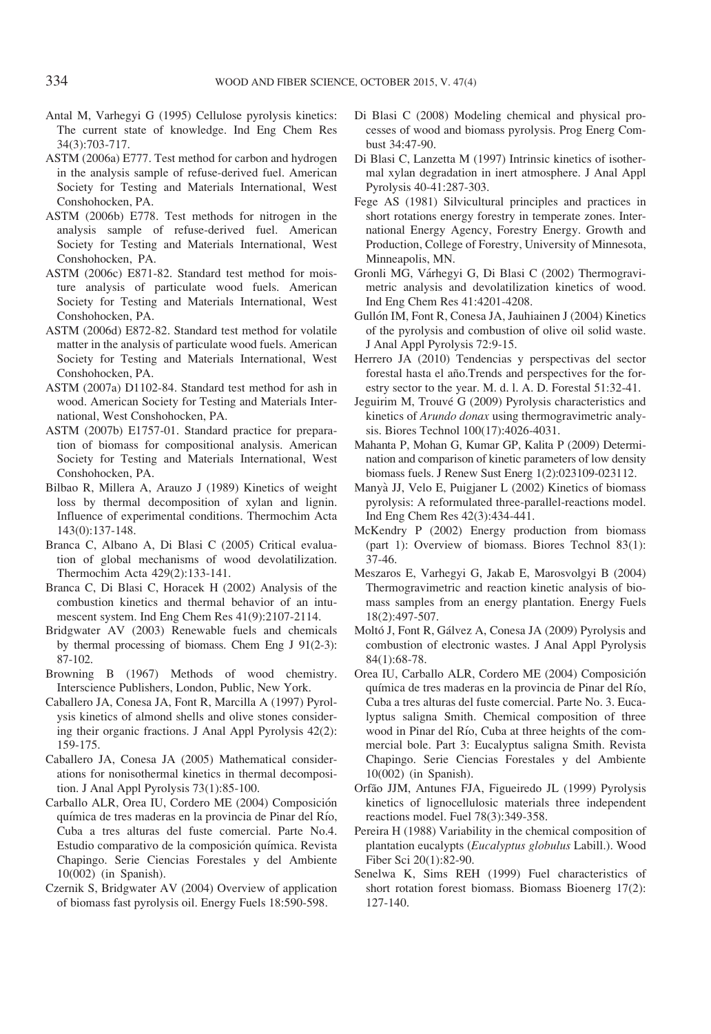Antal M, Varhegyi G (1995) Cellulose pyrolysis kinetics: The current state of knowledge. Ind Eng Chem Res 34(3):703-717.

ASTM (2006a) E777. Test method for carbon and hydrogen in the analysis sample of refuse-derived fuel. American Society for Testing and Materials International, West Conshohocken, PA.

ASTM (2006b) E778. Test methods for nitrogen in the analysis sample of refuse-derived fuel. American Society for Testing and Materials International, West Conshohocken, PA.

ASTM (2006c) E871-82. Standard test method for moisture analysis of particulate wood fuels. American Society for Testing and Materials International, West Conshohocken, PA.

ASTM (2006d) E872-82. Standard test method for volatile matter in the analysis of particulate wood fuels. American Society for Testing and Materials International, West Conshohocken, PA.

ASTM (2007a) D1102-84. Standard test method for ash in wood. American Society for Testing and Materials International, West Conshohocken, PA.

ASTM (2007b) E1757-01. Standard practice for preparation of biomass for compositional analysis. American Society for Testing and Materials International, West Conshohocken, PA.

Bilbao R, Millera A, Arauzo J (1989) Kinetics of weight loss by thermal decomposition of xylan and lignin. Influence of experimental conditions. Thermochim Acta 143(0):137-148.

Branca C, Albano A, Di Blasi C (2005) Critical evaluation of global mechanisms of wood devolatilization. Thermochim Acta 429(2):133-141.

Branca C, Di Blasi C, Horacek H (2002) Analysis of the combustion kinetics and thermal behavior of an intumescent system. Ind Eng Chem Res 41(9):2107-2114.

Bridgwater AV (2003) Renewable fuels and chemicals by thermal processing of biomass. Chem Eng J 91(2-3): 87-102.

Browning B (1967) Methods of wood chemistry. Interscience Publishers, London, Public, New York.

Caballero JA, Conesa JA, Font R, Marcilla A (1997) Pyrolysis kinetics of almond shells and olive stones considering their organic fractions. J Anal Appl Pyrolysis 42(2): 159-175.

Caballero JA, Conesa JA (2005) Mathematical considerations for nonisothermal kinetics in thermal decomposition. J Anal Appl Pyrolysis 73(1):85-100.

Carballo ALR, Orea IU, Cordero ME (2004) Composición química de tres maderas en la provincia de Pinar del Río, Cuba a tres alturas del fuste comercial. Parte No.4. Estudio comparativo de la composición química. Revista Chapingo. Serie Ciencias Forestales y del Ambiente 10(002) (in Spanish).

Czernik S, Bridgwater AV (2004) Overview of application of biomass fast pyrolysis oil. Energy Fuels 18:590-598.

Di Blasi C (2008) Modeling chemical and physical processes of wood and biomass pyrolysis. Prog Energ Combust 34:47-90.

Di Blasi C, Lanzetta M (1997) Intrinsic kinetics of isothermal xylan degradation in inert atmosphere. J Anal Appl Pyrolysis 40-41:287-303.

Fege AS (1981) Silvicultural principles and practices in short rotations energy forestry in temperate zones. International Energy Agency, Forestry Energy. Growth and Production, College of Forestry, University of Minnesota, Minneapolis, MN.

Gronli MG, Várhegyi G, Di Blasi C (2002) Thermogravimetric analysis and devolatilization kinetics of wood. Ind Eng Chem Res 41:4201-4208.

Gullón IM, Font R, Conesa JA, Jauhiainen J (2004) Kinetics of the pyrolysis and combustion of olive oil solid waste. J Anal Appl Pyrolysis 72:9-15.

Herrero JA (2010) Tendencias y perspectivas del sector forestal hasta el año.Trends and perspectives for the forestry sector to the year. M. d. l. A. D. Forestal 51:32-41.

Jeguirim M, Trouvé G (2009) Pyrolysis characteristics and kinetics of *Arundo donax* using thermogravimetric analysis. Biores Technol 100(17):4026-4031.

Mahanta P, Mohan G, Kumar GP, Kalita P (2009) Determination and comparison of kinetic parameters of low density biomass fuels. J Renew Sust Energ 1(2):023109-023112.

Manyà JJ, Velo E, Puigjaner L (2002) Kinetics of biomass pyrolysis: A reformulated three-parallel-reactions model. Ind Eng Chem Res 42(3):434-441.

McKendry P (2002) Energy production from biomass (part 1): Overview of biomass. Biores Technol 83(1): 37-46.

Meszaros E, Varhegyi G, Jakab E, Marosvolgyi B (2004) Thermogravimetric and reaction kinetic analysis of biomass samples from an energy plantation. Energy Fuels 18(2):497-507.

Moltó J, Font R, Gálvez A, Conesa JA (2009) Pyrolysis and combustion of electronic wastes. J Anal Appl Pyrolysis 84(1):68-78.

Orea IU, Carballo ALR, Cordero ME (2004) Composición química de tres maderas en la provincia de Pinar del Río, Cuba a tres alturas del fuste comercial. Parte No. 3. Eucalyptus saligna Smith. Chemical composition of three wood in Pinar del Río, Cuba at three heights of the commercial bole. Part 3: Eucalyptus saligna Smith. Revista Chapingo. Serie Ciencias Forestales y del Ambiente 10(002) (in Spanish).

Orfão JJM, Antunes FJA, Figueiredo JL (1999) Pyrolysis kinetics of lignocellulosic materials three independent reactions model. Fuel 78(3):349-358.

Pereira H (1988) Variability in the chemical composition of plantation eucalypts (*Eucalyptus globulus* Labill.). Wood Fiber Sci 20(1):82-90.

Senelwa K, Sims REH (1999) Fuel characteristics of short rotation forest biomass. Biomass Bioenerg 17(2): 127-140.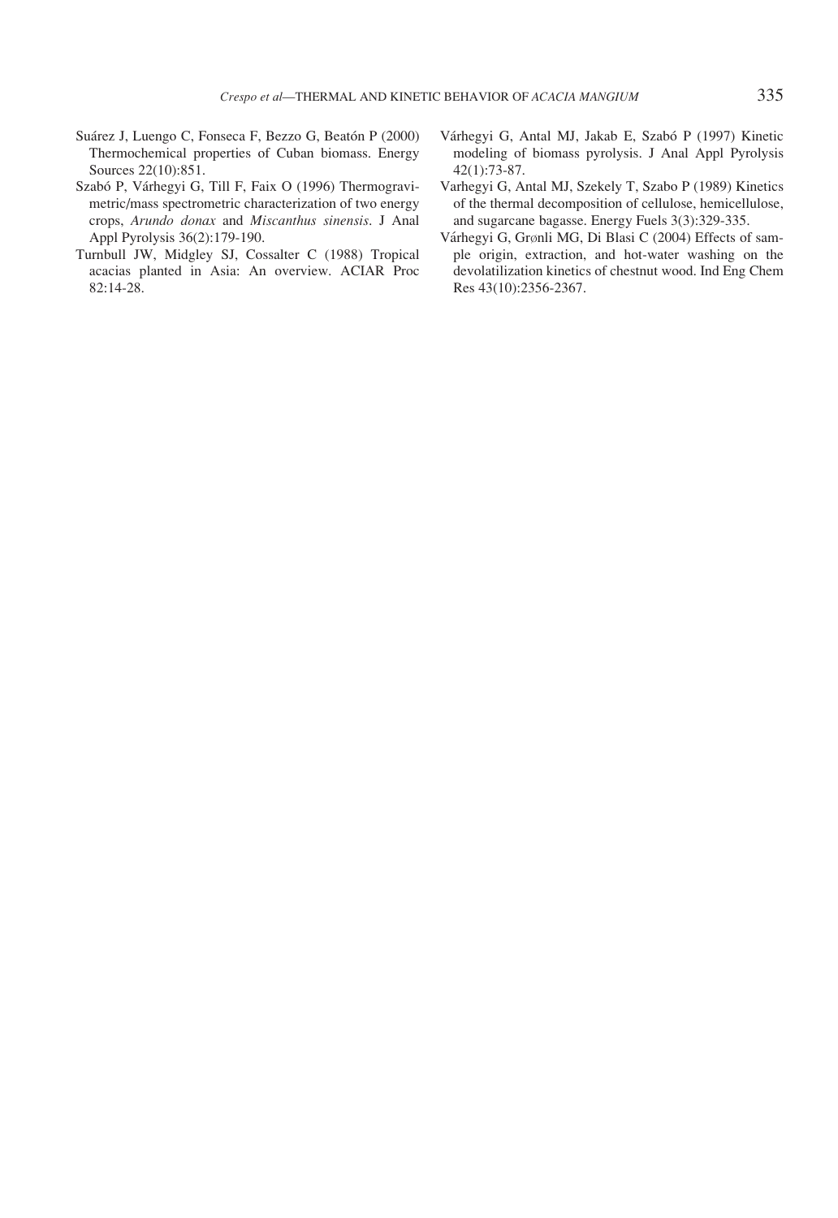Suárez J, Luengo C, Fonseca F, Bezzo G, Beatón P (2000) Thermochemical properties of Cuban biomass. Energy Sources 22(10):851.

Szabó P, Várhegyi G, Till F, Faix O (1996) Thermogravimetric/mass spectrometric characterization of two energy crops, *Arundo donax* and *Miscanthus sinensis*. J Anal Appl Pyrolysis 36(2):179-190.

Turnbull JW, Midgley SJ, Cossalter C (1988) Tropical acacias planted in Asia: An overview. ACIAR Proc 82:14-28.

Várhegyi G, Antal MJ, Jakab E, Szabó P (1997) Kinetic modeling of biomass pyrolysis. J Anal Appl Pyrolysis 42(1):73-87.

Varhegyi G, Antal MJ, Szekely T, Szabo P (1989) Kinetics of the thermal decomposition of cellulose, hemicellulose, and sugarcane bagasse. Energy Fuels 3(3):329-335.

Várhegyi G, Grønli MG, Di Blasi C (2004) Effects of sample origin, extraction, and hot-water washing on the devolatilization kinetics of chestnut wood. Ind Eng Chem Res 43(10):2356-2367.